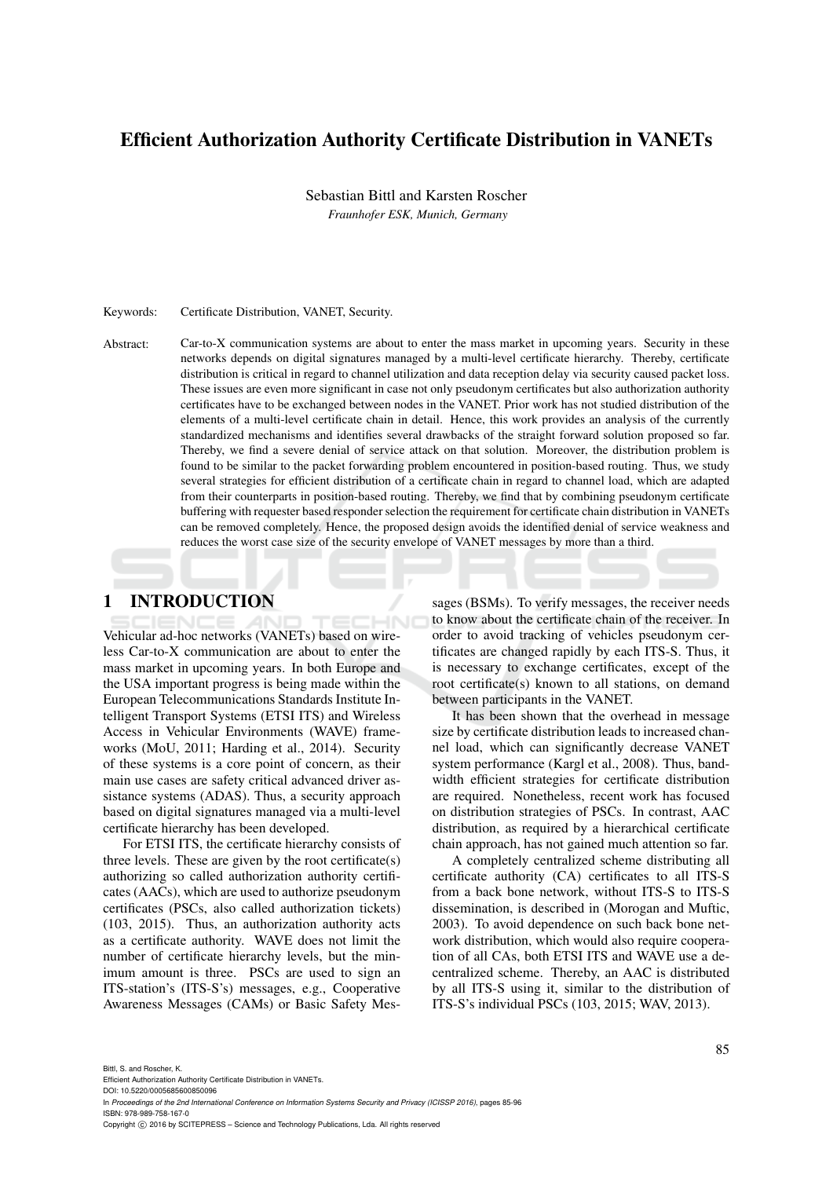# Efficient Authorization Authority Certificate Distribution in VANETs

Sebastian Bittl and Karsten Roscher
*Fraunhofer ESK, Munich, Germany*

Keywords: Certificate Distribution, VANET, Security.

Abstract: Car-to-X communication systems are about to enter the mass market in upcoming years. Security in these networks depends on digital signatures managed by a multi-level certificate hierarchy. Thereby, certificate distribution is critical in regard to channel utilization and data reception delay via security caused packet loss. These issues are even more significant in case not only pseudonym certificates but also authorization authority certificates have to be exchanged between nodes in the VANET. Prior work has not studied distribution of the elements of a multi-level certificate chain in detail. Hence, this work provides an analysis of the currently standardized mechanisms and identifies several drawbacks of the straight forward solution proposed so far. Thereby, we find a severe denial of service attack on that solution. Moreover, the distribution problem is found to be similar to the packet forwarding problem encountered in position-based routing. Thus, we study several strategies for efficient distribution of a certificate chain in regard to channel load, which are adapted from their counterparts in position-based routing. Thereby, we find that by combining pseudonym certificate buffering with requester based responder selection the requirement for certificate chain distribution in VANETs can be removed completely. Hence, the proposed design avoids the identified denial of service weakness and reduces the worst case size of the security envelope of VANET messages by more than a third.

## 1 INTRODUCTION

Vehicular ad-hoc networks (VANETs) based on wireless Car-to-X communication are about to enter the mass market in upcoming years. In both Europe and the USA important progress is being made within the European Telecommunications Standards Institute Intelligent Transport Systems (ETSI ITS) and Wireless Access in Vehicular Environments (WAVE) frameworks (MoU, 2011; Harding et al., 2014). Security of these systems is a core point of concern, as their main use cases are safety critical advanced driver assistance systems (ADAS). Thus, a security approach based on digital signatures managed via a multi-level certificate hierarchy has been developed.

For ETSI ITS, the certificate hierarchy consists of three levels. These are given by the root certificate(s) authorizing so called authorization authority certificates (AACs), which are used to authorize pseudonym certificates (PSCs, also called authorization tickets) (103, 2015). Thus, an authorization authority acts as a certificate authority. WAVE does not limit the number of certificate hierarchy levels, but the minimum amount is three. PSCs are used to sign an ITS-station's (ITS-S's) messages, e.g., Cooperative Awareness Messages (CAMs) or Basic Safety Messages (BSMs). To verify messages, the receiver needs to know about the certificate chain of the receiver. In order to avoid tracking of vehicles pseudonym certificates are changed rapidly by each ITS-S. Thus, it is necessary to exchange certificates, except of the root certificate(s) known to all stations, on demand between participants in the VANET.

It has been shown that the overhead in message size by certificate distribution leads to increased channel load, which can significantly decrease VANET system performance (Kargl et al., 2008). Thus, bandwidth efficient strategies for certificate distribution are required. Nonetheless, recent work has focused on distribution strategies of PSCs. In contrast, AAC distribution, as required by a hierarchical certificate chain approach, has not gained much attention so far.

A completely centralized scheme distributing all certificate authority (CA) certificates to all ITS-S from a back bone network, without ITS-S to ITS-S dissemination, is described in (Morogan and Muftic, 2003). To avoid dependence on such back bone network distribution, which would also require cooperation of all CAs, both ETSI ITS and WAVE use a decentralized scheme. Thereby, an AAC is distributed by all ITS-S using it, similar to the distribution of ITS-S's individual PSCs (103, 2015; WAV, 2013).

Bittl, S. and Roscher, K.
Efficient Authorization Authority Certificate Distribution in VANETs.
DOI: 10.5220/0005685600850096
In *Proceedings of the 2nd International Conference on Information Systems Security and Privacy (ICISSP 2016)*, pages 85-96
ISBN: 978-989-758-167-0
Copyright © 2016 by SCITEPRESS – Science and Technology Publications, Lda. All rights reserved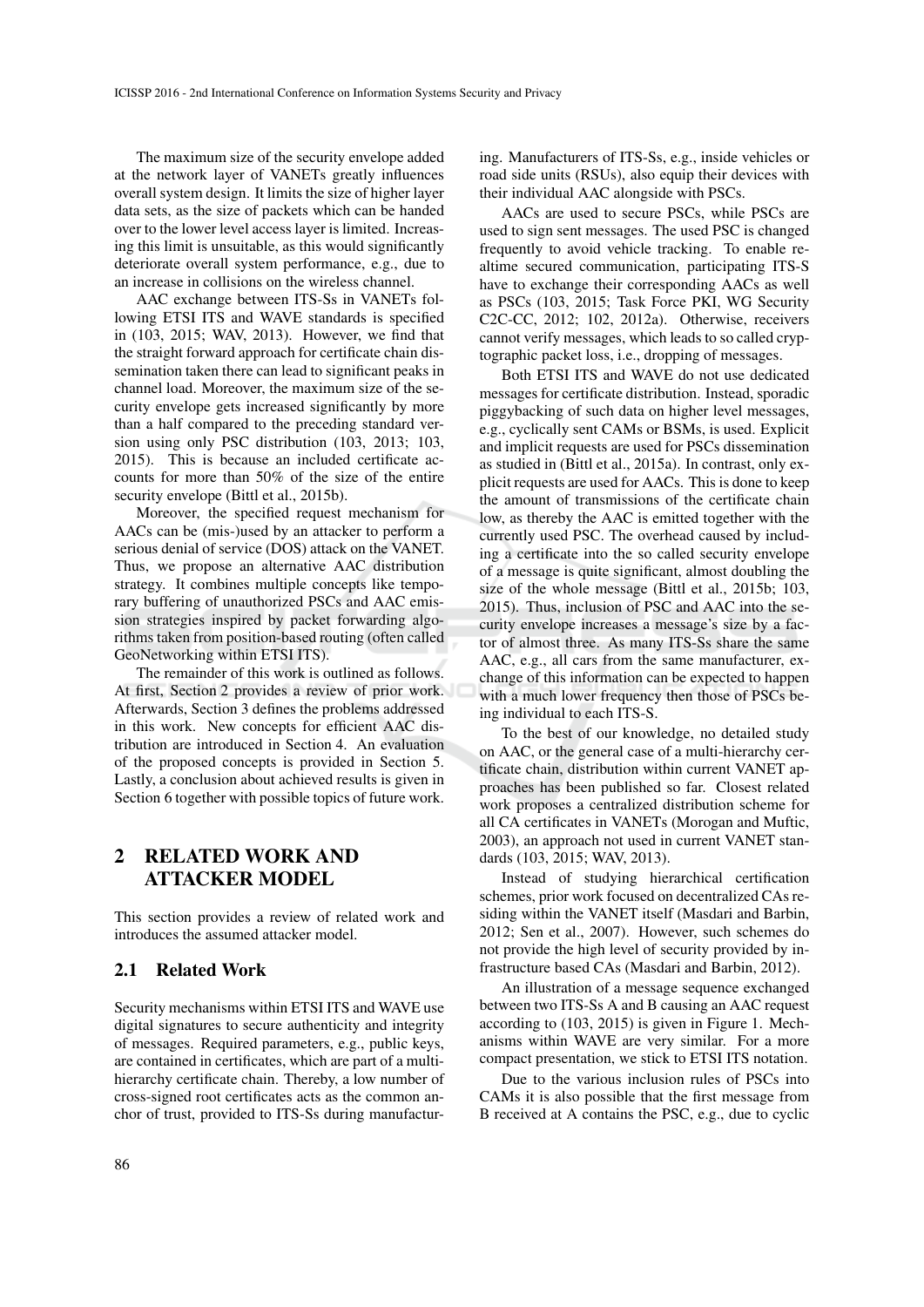The maximum size of the security envelope added at the network layer of VANETs greatly influences overall system design. It limits the size of higher layer data sets, as the size of packets which can be handed over to the lower level access layer is limited. Increasing this limit is unsuitable, as this would significantly deteriorate overall system performance, e.g., due to an increase in collisions on the wireless channel.

AAC exchange between ITS-Ss in VANETs following ETSI ITS and WAVE standards is specified in (103, 2015; WAV, 2013). However, we find that the straight forward approach for certificate chain dissemination taken there can lead to significant peaks in channel load. Moreover, the maximum size of the security envelope gets increased significantly by more than a half compared to the preceding standard version using only PSC distribution (103, 2013; 103, 2015). This is because an included certificate accounts for more than 50% of the size of the entire security envelope (Bittl et al., 2015b).

Moreover, the specified request mechanism for AACs can be (mis-)used by an attacker to perform a serious denial of service (DOS) attack on the VANET. Thus, we propose an alternative AAC distribution strategy. It combines multiple concepts like temporary buffering of unauthorized PSCs and AAC emission strategies inspired by packet forwarding algorithms taken from position-based routing (often called GeoNetworking within ETSI ITS).

The remainder of this work is outlined as follows. At first, Section 2 provides a review of prior work. Afterwards, Section 3 defines the problems addressed in this work. New concepts for efficient AAC distribution are introduced in Section 4. An evaluation of the proposed concepts is provided in Section 5. Lastly, a conclusion about achieved results is given in Section 6 together with possible topics of future work.

# 2 RELATED WORK AND ATTACKER MODEL

This section provides a review of related work and introduces the assumed attacker model.

## 2.1 Related Work

Security mechanisms within ETSI ITS and WAVE use digital signatures to secure authenticity and integrity of messages. Required parameters, e.g., public keys, are contained in certificates, which are part of a multi-hierarchy certificate chain. Thereby, a low number of cross-signed root certificates acts as the common anchor of trust, provided to ITS-Ss during manufacturing. Manufacturers of ITS-Ss, e.g., inside vehicles or road side units (RSUs), also equip their devices with their individual AAC alongside with PSCs.

AACs are used to secure PSCs, while PSCs are used to sign sent messages. The used PSC is changed frequently to avoid vehicle tracking. To enable realtime secured communication, participating ITS-S have to exchange their corresponding AACs as well as PSCs (103, 2015; Task Force PKI, WG Security C2C-CC, 2012; 102, 2012a). Otherwise, receivers cannot verify messages, which leads to so called cryptographic packet loss, i.e., dropping of messages.

Both ETSI ITS and WAVE do not use dedicated messages for certificate distribution. Instead, sporadic piggybacking of such data on higher level messages, e.g., cyclically sent CAMs or BSMs, is used. Explicit and implicit requests are used for PSCs dissemination as studied in (Bittl et al., 2015a). In contrast, only explicit requests are used for AACs. This is done to keep the amount of transmissions of the certificate chain low, as thereby the AAC is emitted together with the currently used PSC. The overhead caused by including a certificate into the so called security envelope of a message is quite significant, almost doubling the size of the whole message (Bittl et al., 2015b; 103, 2015). Thus, inclusion of PSC and AAC into the security envelope increases a message's size by a factor of almost three. As many ITS-Ss share the same AAC, e.g., all cars from the same manufacturer, exchange of this information can be expected to happen with a much lower frequency then those of PSCs being individual to each ITS-S.

To the best of our knowledge, no detailed study on AAC, or the general case of a multi-hierarchy certificate chain, distribution within current VANET approaches has been published so far. Closest related work proposes a centralized distribution scheme for all CA certificates in VANETs (Morogan and Muftic, 2003), an approach not used in current VANET standards (103, 2015; WAV, 2013).

Instead of studying hierarchical certification schemes, prior work focused on decentralized CAs residing within the VANET itself (Masdari and Barbin, 2012; Sen et al., 2007). However, such schemes do not provide the high level of security provided by infrastructure based CAs (Masdari and Barbin, 2012).

An illustration of a message sequence exchanged between two ITS-Ss A and B causing an AAC request according to (103, 2015) is given in Figure 1. Mechanisms within WAVE are very similar. For a more compact presentation, we stick to ETSI ITS notation.

Due to the various inclusion rules of PSCs into CAMs it is also possible that the first message from B received at A contains the PSC, e.g., due to cyclic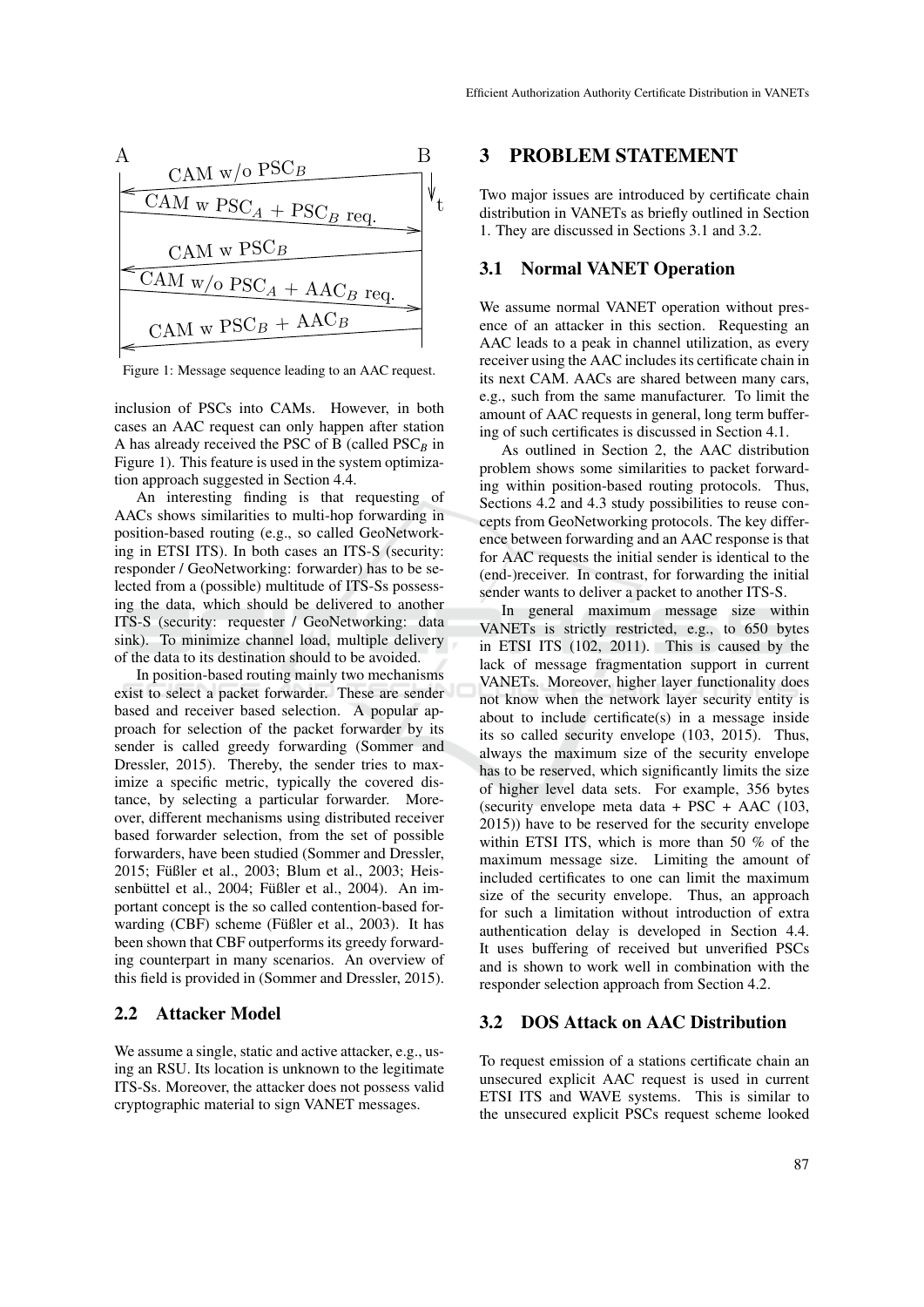A B

CAM w/o $\text{PSC}_B$

CAM w $\text{PSC}_A$ + $\text{PSC}_B$ req.

CAM w $\text{PSC}_B$

CAM w/o $\text{PSC}_A$ + $\text{AAC}_B$ req.

CAM w $\text{PSC}_B$ + $\text{AAC}_B$

Figure 1: Message sequence leading to an AAC request.

inclusion of PSCs into CAMs. However, in both cases an AAC request can only happen after station A has already received the PSC of B (called $\text{PSC}_B$ in Figure 1). This feature is used in the system optimization approach suggested in Section 4.4.

An interesting finding is that requesting of AACs shows similarities to multi-hop forwarding in position-based routing (e.g., so called GeoNetworking in ETSI ITS). In both cases an ITS-S (security: responder / GeoNetworking: forwarder) has to be selected from a (possible) multitude of ITS-Ss possessing the data, which should be delivered to another ITS-S (security: requester / GeoNetworking: data sink). To minimize channel load, multiple delivery of the data to its destination should to be avoided.

In position-based routing mainly two mechanisms exist to select a packet forwarder. These are sender based and receiver based selection. A popular approach for selection of the packet forwarder by its sender is called greedy forwarding (Sommer and Dressler, 2015). Thereby, the sender tries to maximize a specific metric, typically the covered distance, by selecting a particular forwarder. Moreover, different mechanisms using distributed receiver based forwarder selection, from the set of possible forwarders, have been studied (Sommer and Dressler, 2015; Füßler et al., 2003; Blum et al., 2003; Heissenbüttel et al., 2004; Füßler et al., 2004). An important concept is the so called contention-based forwarding (CBF) scheme (Füßler et al., 2003). It has been shown that CBF outperforms its greedy forwarding counterpart in many scenarios. An overview of this field is provided in (Sommer and Dressler, 2015).

## 2.2 Attacker Model

We assume a single, static and active attacker, e.g., using an RSU. Its location is unknown to the legitimate ITS-Ss. Moreover, the attacker does not possess valid cryptographic material to sign VANET messages.

# 3 PROBLEM STATEMENT

Two major issues are introduced by certificate chain distribution in VANETs as briefly outlined in Section 1. They are discussed in Sections 3.1 and 3.2.

## 3.1 Normal VANET Operation

We assume normal VANET operation without presence of an attacker in this section. Requesting an AAC leads to a peak in channel utilization, as every receiver using the AAC includes its certificate chain in its next CAM. AACs are shared between many cars, e.g., such from the same manufacturer. To limit the amount of AAC requests in general, long term buffering of such certificates is discussed in Section 4.1.

As outlined in Section 2, the AAC distribution problem shows some similarities to packet forwarding within position-based routing protocols. Thus, Sections 4.2 and 4.3 study possibilities to reuse concepts from GeoNetworking protocols. The key difference between forwarding and an AAC response is that for AAC requests the initial sender is identical to the (end-)receiver. In contrast, for forwarding the initial sender wants to deliver a packet to another ITS-S.

In general maximum message size within VANETs is strictly restricted, e.g., to 650 bytes in ETSI ITS (102, 2011). This is caused by the lack of message fragmentation support in current VANETs. Moreover, higher layer functionality does not know when the network layer security entity is about to include certificate(s) in a message inside its so called security envelope (103, 2015). Thus, always the maximum size of the security envelope has to be reserved, which significantly limits the size of higher level data sets. For example, 356 bytes (security envelope meta data + PSC + AAC (103, 2015)) have to be reserved for the security envelope within ETSI ITS, which is more than 50 % of the maximum message size. Limiting the amount of included certificates to one can limit the maximum size of the security envelope. Thus, an approach for such a limitation without introduction of extra authentication delay is developed in Section 4.4. It uses buffering of received but unverified PSCs and is shown to work well in combination with the responder selection approach from Section 4.2.

## 3.2 DOS Attack on AAC Distribution

To request emission of a stations certificate chain an unsecured explicit AAC request is used in current ETSI ITS and WAVE systems. This is similar to the unsecured explicit PSCs request scheme looked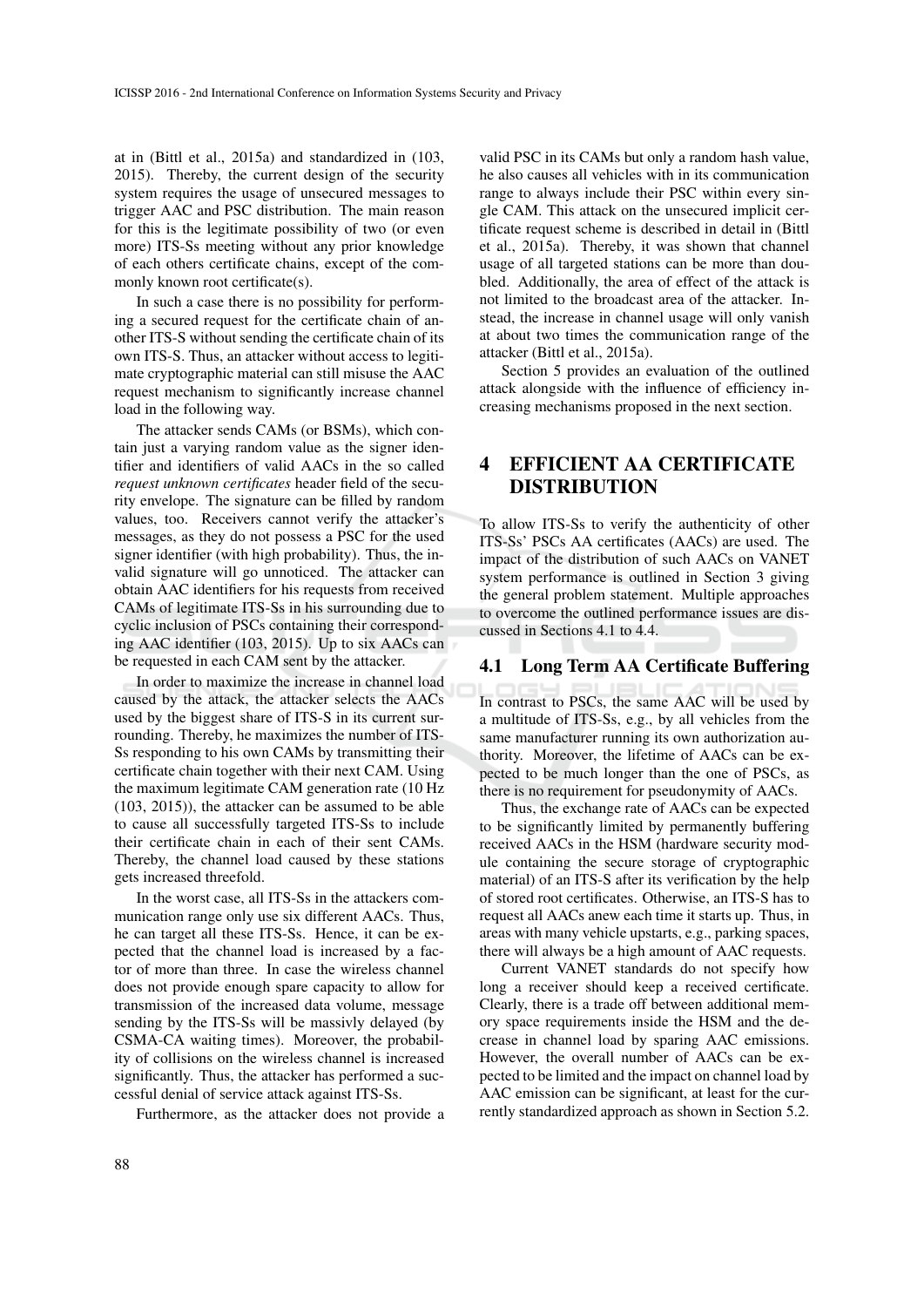at in (Bittl et al., 2015a) and standardized in (103, 2015). Thereby, the current design of the security system requires the usage of unsecured messages to trigger AAC and PSC distribution. The main reason for this is the legitimate possibility of two (or even more) ITS-Ss meeting without any prior knowledge of each others certificate chains, except of the commonly known root certificate(s).

In such a case there is no possibility for performing a secured request for the certificate chain of another ITS-S without sending the certificate chain of its own ITS-S. Thus, an attacker without access to legitimate cryptographic material can still misuse the AAC request mechanism to significantly increase channel load in the following way.

The attacker sends CAMs (or BSMs), which contain just a varying random value as the signer identifier and identifiers of valid AACs in the so called *request unknown certificates* header field of the security envelope. The signature can be filled by random values, too. Receivers cannot verify the attacker's messages, as they do not possess a PSC for the used signer identifier (with high probability). Thus, the invalid signature will go unnoticed. The attacker can obtain AAC identifiers for his requests from received CAMs of legitimate ITS-Ss in his surrounding due to cyclic inclusion of PSCs containing their corresponding AAC identifier (103, 2015). Up to six AACs can be requested in each CAM sent by the attacker.

In order to maximize the increase in channel load caused by the attack, the attacker selects the AACs used by the biggest share of ITS-S in its current surrounding. Thereby, he maximizes the number of ITS-Ss responding to his own CAMs by transmitting their certificate chain together with their next CAM. Using the maximum legitimate CAM generation rate (10 Hz (103, 2015)), the attacker can be assumed to be able to cause all successfully targeted ITS-Ss to include their certificate chain in each of their sent CAMs. Thereby, the channel load caused by these stations gets increased threefold.

In the worst case, all ITS-Ss in the attackers communication range only use six different AACs. Thus, he can target all these ITS-Ss. Hence, it can be expected that the channel load is increased by a factor of more than three. In case the wireless channel does not provide enough spare capacity to allow for transmission of the increased data volume, message sending by the ITS-Ss will be massivly delayed (by CSMA-CA waiting times). Moreover, the probability of collisions on the wireless channel is increased significantly. Thus, the attacker has performed a successful denial of service attack against ITS-Ss.

Furthermore, as the attacker does not provide a valid PSC in its CAMs but only a random hash value, he also causes all vehicles with in its communication range to always include their PSC within every single CAM. This attack on the unsecured implicit certificate request scheme is described in detail in (Bittl et al., 2015a). Thereby, it was shown that channel usage of all targeted stations can be more than doubled. Additionally, the area of effect of the attack is not limited to the broadcast area of the attacker. Instead, the increase in channel usage will only vanish at about two times the communication range of the attacker (Bittl et al., 2015a).

Section 5 provides an evaluation of the outlined attack alongside with the influence of efficiency increasing mechanisms proposed in the next section.

# 4 EFFICIENT AA CERTIFICATE DISTRIBUTION

To allow ITS-Ss to verify the authenticity of other ITS-Ss' PSCs AA certificates (AACs) are used. The impact of the distribution of such AACs on VANET system performance is outlined in Section 3 giving the general problem statement. Multiple approaches to overcome the outlined performance issues are discussed in Sections 4.1 to 4.4.

## 4.1 Long Term AA Certificate Buffering

In contrast to PSCs, the same AAC will be used by a multitude of ITS-Ss, e.g., by all vehicles from the same manufacturer running its own authorization authority. Moreover, the lifetime of AACs can be expected to be much longer than the one of PSCs, as there is no requirement for pseudonymity of AACs.

Thus, the exchange rate of AACs can be expected to be significantly limited by permanently buffering received AACs in the HSM (hardware security module containing the secure storage of cryptographic material) of an ITS-S after its verification by the help of stored root certificates. Otherwise, an ITS-S has to request all AACs anew each time it starts up. Thus, in areas with many vehicle upstarts, e.g., parking spaces, there will always be a high amount of AAC requests.

Current VANET standards do not specify how long a receiver should keep a received certificate. Clearly, there is a trade off between additional memory space requirements inside the HSM and the decrease in channel load by sparing AAC emissions. However, the overall number of AACs can be expected to be limited and the impact on channel load by AAC emission can be significant, at least for the currently standardized approach as shown in Section 5.2.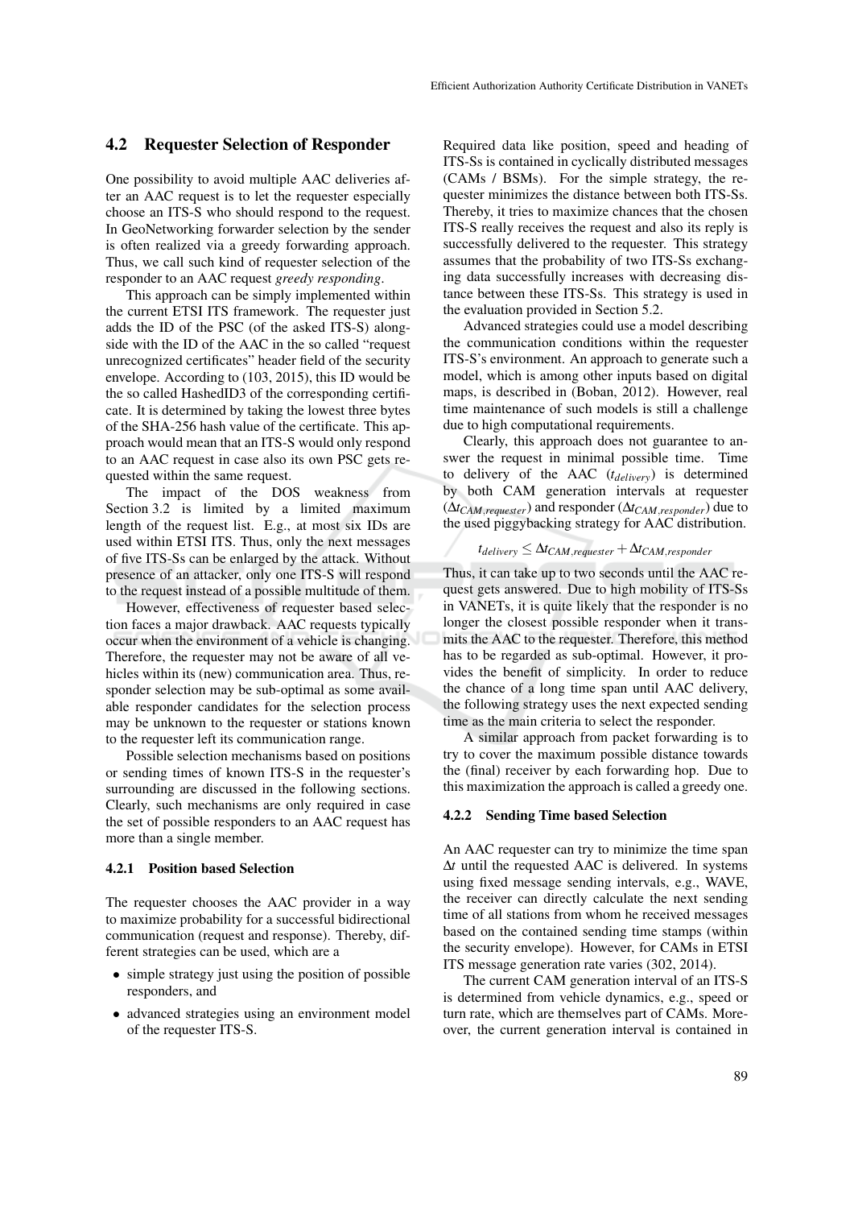## 4.2 Requester Selection of Responder

One possibility to avoid multiple AAC deliveries after an AAC request is to let the requester especially choose an ITS-S who should respond to the request. In GeoNetworking forwarder selection by the sender is often realized via a greedy forwarding approach. Thus, we call such kind of requester selection of the responder to an AAC request *greedy responding*.

This approach can be simply implemented within the current ETSI ITS framework. The requester just adds the ID of the PSC (of the asked ITS-S) alongside with the ID of the AAC in the so called "request unrecognized certificates" header field of the security envelope. According to (103, 2015), this ID would be the so called HashedID3 of the corresponding certificate. It is determined by taking the lowest three bytes of the SHA-256 hash value of the certificate. This approach would mean that an ITS-S would only respond to an AAC request in case also its own PSC gets requested within the same request.

The impact of the DOS weakness from Section 3.2 is limited by a limited maximum length of the request list. E.g., at most six IDs are used within ETSI ITS. Thus, only the next messages of five ITS-Ss can be enlarged by the attack. Without presence of an attacker, only one ITS-S will respond to the request instead of a possible multitude of them.

However, effectiveness of requester based selection faces a major drawback. AAC requests typically occur when the environment of a vehicle is changing. Therefore, the requester may not be aware of all vehicles within its (new) communication area. Thus, responder selection may be sub-optimal as some available responder candidates for the selection process may be unknown to the requester or stations known to the requester left its communication range.

Possible selection mechanisms based on positions or sending times of known ITS-S in the requester's surrounding are discussed in the following sections. Clearly, such mechanisms are only required in case the set of possible responders to an AAC request has more than a single member.

### 4.2.1 Position based Selection

The requester chooses the AAC provider in a way to maximize probability for a successful bidirectional communication (request and response). Thereby, different strategies can be used, which are a

- simple strategy just using the position of possible responders, and
- advanced strategies using an environment model of the requester ITS-S.

Required data like position, speed and heading of ITS-Ss is contained in cyclically distributed messages (CAMs / BSMs). For the simple strategy, the requester minimizes the distance between both ITS-Ss. Thereby, it tries to maximize chances that the chosen ITS-S really receives the request and also its reply is successfully delivered to the requester. This strategy assumes that the probability of two ITS-Ss exchanging data successfully increases with decreasing distance between these ITS-Ss. This strategy is used in the evaluation provided in Section 5.2.

Advanced strategies could use a model describing the communication conditions within the requester ITS-S's environment. An approach to generate such a model, which is among other inputs based on digital maps, is described in (Boban, 2012). However, real time maintenance of such models is still a challenge due to high computational requirements.

Clearly, this approach does not guarantee to answer the request in minimal possible time. Time to delivery of the AAC ($t_{delivery}$) is determined by both CAM generation intervals at requester ($\Delta t_{CAM,requester}$) and responder ($\Delta t_{CAM,responder}$) due to the used piggybacking strategy for AAC distribution.

$$t_{delivery} \leq \Delta t_{CAM,requester} + \Delta t_{CAM,responder}$$

Thus, it can take up to two seconds until the AAC request gets answered. Due to high mobility of ITS-Ss in VANETs, it is quite likely that the responder is no longer the closest possible responder when it transmits the AAC to the requester. Therefore, this method has to be regarded as sub-optimal. However, it provides the benefit of simplicity. In order to reduce the chance of a long time span until AAC delivery, the following strategy uses the next expected sending time as the main criteria to select the responder.

A similar approach from packet forwarding is to try to cover the maximum possible distance towards the (final) receiver by each forwarding hop. Due to this maximization the approach is called a greedy one.

### 4.2.2 Sending Time based Selection

An AAC requester can try to minimize the time span $\Delta t$ until the requested AAC is delivered. In systems using fixed message sending intervals, e.g., WAVE, the receiver can directly calculate the next sending time of all stations from whom he received messages based on the contained sending time stamps (within the security envelope). However, for CAMs in ETSI ITS message generation rate varies (302, 2014).

The current CAM generation interval of an ITS-S is determined from vehicle dynamics, e.g., speed or turn rate, which are themselves part of CAMs. Moreover, the current generation interval is contained in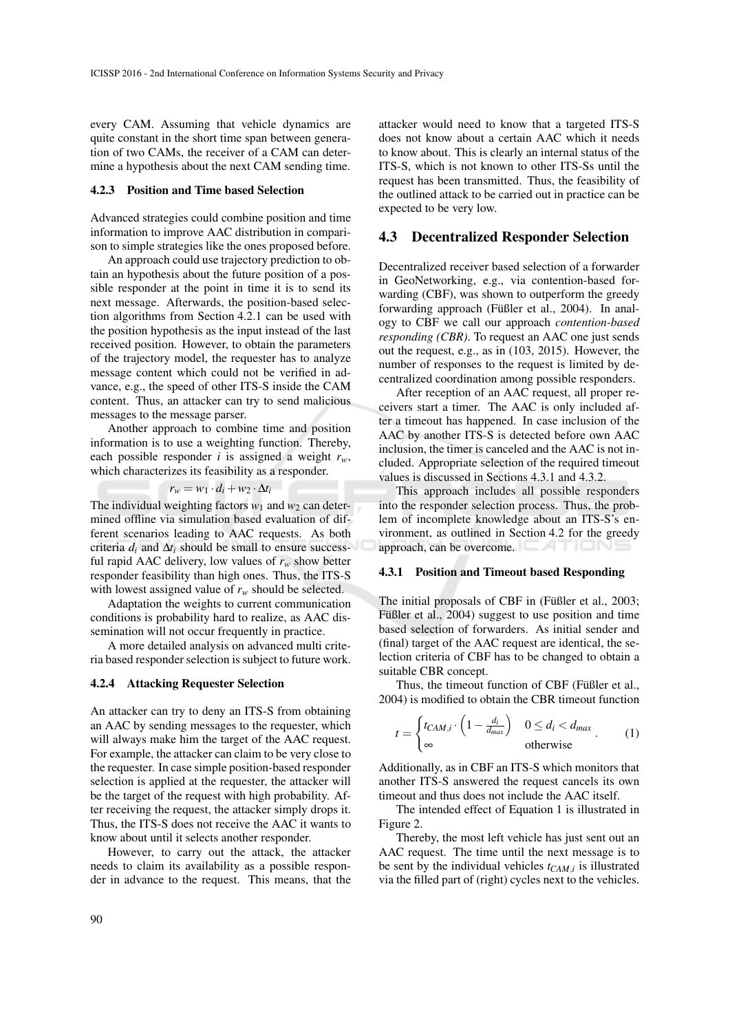every CAM. Assuming that vehicle dynamics are quite constant in the short time span between generation of two CAMs, the receiver of a CAM can determine a hypothesis about the next CAM sending time.

#### 4.2.3 Position and Time based Selection

Advanced strategies could combine position and time information to improve AAC distribution in comparison to simple strategies like the ones proposed before.

An approach could use trajectory prediction to obtain an hypothesis about the future position of a possible responder at the point in time it is to send its next message. Afterwards, the position-based selection algorithms from Section 4.2.1 can be used with the position hypothesis as the input instead of the last received position. However, to obtain the parameters of the trajectory model, the requester has to analyze message content which could not be verified in advance, e.g., the speed of other ITS-S inside the CAM content. Thus, an attacker can try to send malicious messages to the message parser.

Another approach to combine time and position information is to use a weighting function. Thereby, each possible responder $i$ is assigned a weight $r_w$, which characterizes its feasibility as a responder.

$$r_w = w_1 \cdot d_i + w_2 \cdot \Delta t_i$$

The individual weighting factors $w_1$ and $w_2$ can determined offline via simulation based evaluation of different scenarios leading to AAC requests. As both criteria $d_i$ and $\Delta t_i$ should be small to ensure successful rapid AAC delivery, low values of $r_w$ show better responder feasibility than high ones. Thus, the ITS-S with lowest assigned value of $r_w$ should be selected.

Adaptation the weights to current communication conditions is probability hard to realize, as AAC dissemination will not occur frequently in practice.

A more detailed analysis on advanced multi criteria based responder selection is subject to future work.

#### 4.2.4 Attacking Requester Selection

An attacker can try to deny an ITS-S from obtaining an AAC by sending messages to the requester, which will always make him the target of the AAC request. For example, the attacker can claim to be very close to the requester. In case simple position-based responder selection is applied at the requester, the attacker will be the target of the request with high probability. After receiving the request, the attacker simply drops it. Thus, the ITS-S does not receive the AAC it wants to know about until it selects another responder.

However, to carry out the attack, the attacker needs to claim its availability as a possible responder in advance to the request. This means, that the attacker would need to know that a targeted ITS-S does not know about a certain AAC which it needs to know about. This is clearly an internal status of the ITS-S, which is not known to other ITS-Ss until the request has been transmitted. Thus, the feasibility of the outlined attack to be carried out in practice can be expected to be very low.

### 4.3 Decentralized Responder Selection

Decentralized receiver based selection of a forwarder in GeoNetworking, e.g., via contention-based forwarding (CBF), was shown to outperform the greedy forwarding approach (Füßler et al., 2004). In analogy to CBF we call our approach *contention-based responding (CBR)*. To request an AAC one just sends out the request, e.g., as in (103, 2015). However, the number of responses to the request is limited by decentralized coordination among possible responders.

After reception of an AAC request, all proper receivers start a timer. The AAC is only included after a timeout has happened. In case inclusion of the AAC by another ITS-S is detected before own AAC inclusion, the timer is canceled and the AAC is not included. Appropriate selection of the required timeout values is discussed in Sections 4.3.1 and 4.3.2.

This approach includes all possible responders into the responder selection process. Thus, the problem of incomplete knowledge about an ITS-S's environment, as outlined in Section 4.2 for the greedy approach, can be overcome.

#### 4.3.1 Position and Timeout based Responding

The initial proposals of CBF in (Füßler et al., 2003; Füßler et al., 2004) suggest to use position and time based selection of forwarders. As initial sender and (final) target of the AAC request are identical, the selection criteria of CBF has to be changed to obtain a suitable CBR concept.

Thus, the timeout function of CBF (Füßler et al., 2004) is modified to obtain the CBR timeout function

$$t = \begin{cases} t_{CAM,i} \cdot \left(1 - \frac{d_i}{d_{max}}\right) & 0 \leq d_i < d_{max} \\ \infty & \text{otherwise} \end{cases} . \qquad (1)$$

Additionally, as in CBF an ITS-S which monitors that another ITS-S answered the request cancels its own timeout and thus does not include the AAC itself.

The intended effect of Equation 1 is illustrated in Figure 2.

Thereby, the most left vehicle has just sent out an AAC request. The time until the next message is to be sent by the individual vehicles $t_{CAM,i}$ is illustrated via the filled part of (right) cycles next to the vehicles.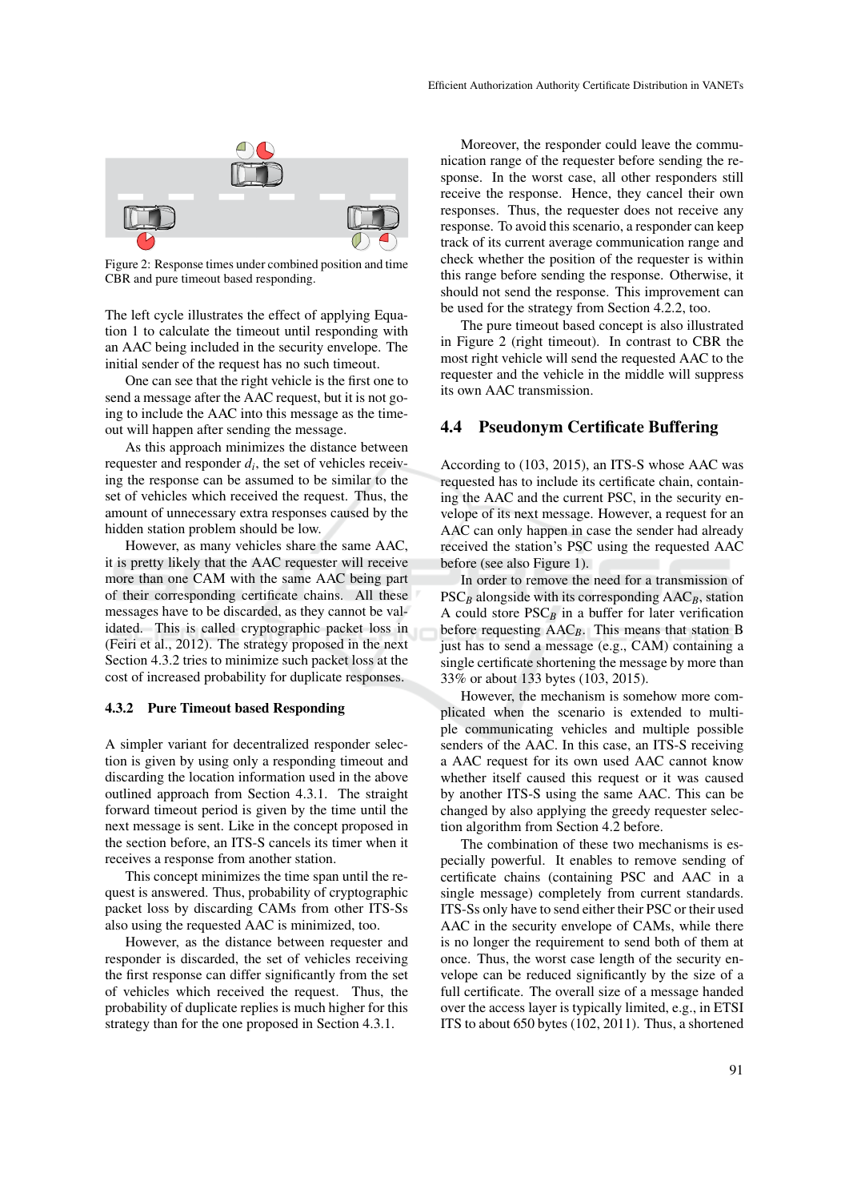Figure 2: Response times under combined position and time CBR and pure timeout based responding.

The left cycle illustrates the effect of applying Equation 1 to calculate the timeout until responding with an AAC being included in the security envelope. The initial sender of the request has no such timeout.

One can see that the right vehicle is the first one to send a message after the AAC request, but it is not going to include the AAC into this message as the timeout will happen after sending the message.

As this approach minimizes the distance between requester and responder $d_i$, the set of vehicles receiving the response can be assumed to be similar to the set of vehicles which received the request. Thus, the amount of unnecessary extra responses caused by the hidden station problem should be low.

However, as many vehicles share the same AAC, it is pretty likely that the AAC requester will receive more than one CAM with the same AAC being part of their corresponding certificate chains. All these messages have to be discarded, as they cannot be validated. This is called cryptographic packet loss in (Feiri et al., 2012). The strategy proposed in the next Section 4.3.2 tries to minimize such packet loss at the cost of increased probability for duplicate responses.

### 4.3.2 Pure Timeout based Responding

A simpler variant for decentralized responder selection is given by using only a responding timeout and discarding the location information used in the above outlined approach from Section 4.3.1. The straight forward timeout period is given by the time until the next message is sent. Like in the concept proposed in the section before, an ITS-S cancels its timer when it receives a response from another station.

This concept minimizes the time span until the request is answered. Thus, probability of cryptographic packet loss by discarding CAMs from other ITS-Ss also using the requested AAC is minimized, too.

However, as the distance between requester and responder is discarded, the set of vehicles receiving the first response can differ significantly from the set of vehicles which received the request. Thus, the probability of duplicate replies is much higher for this strategy than for the one proposed in Section 4.3.1.

Moreover, the responder could leave the communication range of the requester before sending the response. In the worst case, all other responders still receive the response. Hence, they cancel their own responses. Thus, the requester does not receive any response. To avoid this scenario, a responder can keep track of its current average communication range and check whether the position of the requester is within this range before sending the response. Otherwise, it should not send the response. This improvement can be used for the strategy from Section 4.2.2, too.

The pure timeout based concept is also illustrated in Figure 2 (right timeout). In contrast to CBR the most right vehicle will send the requested AAC to the requester and the vehicle in the middle will suppress its own AAC transmission.

## 4.4 Pseudonym Certificate Buffering

According to (103, 2015), an ITS-S whose AAC was requested has to include its certificate chain, containing the AAC and the current PSC, in the security envelope of its next message. However, a request for an AAC can only happen in case the sender had already received the station's PSC using the requested AAC before (see also Figure 1).

In order to remove the need for a transmission of $PSC_B$ alongside with its corresponding $AAC_B$, station A could store $PSC_B$ in a buffer for later verification before requesting $AAC_B$. This means that station B just has to send a message (e.g., CAM) containing a single certificate shortening the message by more than 33% or about 133 bytes (103, 2015).

However, the mechanism is somehow more complicated when the scenario is extended to multiple communicating vehicles and multiple possible senders of the AAC. In this case, an ITS-S receiving a AAC request for its own used AAC cannot know whether itself caused this request or it was caused by another ITS-S using the same AAC. This can be changed by also applying the greedy requester selection algorithm from Section 4.2 before.

The combination of these two mechanisms is especially powerful. It enables to remove sending of certificate chains (containing PSC and AAC in a single message) completely from current standards. ITS-Ss only have to send either their PSC or their used AAC in the security envelope of CAMs, while there is no longer the requirement to send both of them at once. Thus, the worst case length of the security envelope can be reduced significantly by the size of a full certificate. The overall size of a message handed over the access layer is typically limited, e.g., in ETSI ITS to about 650 bytes (102, 2011). Thus, a shortened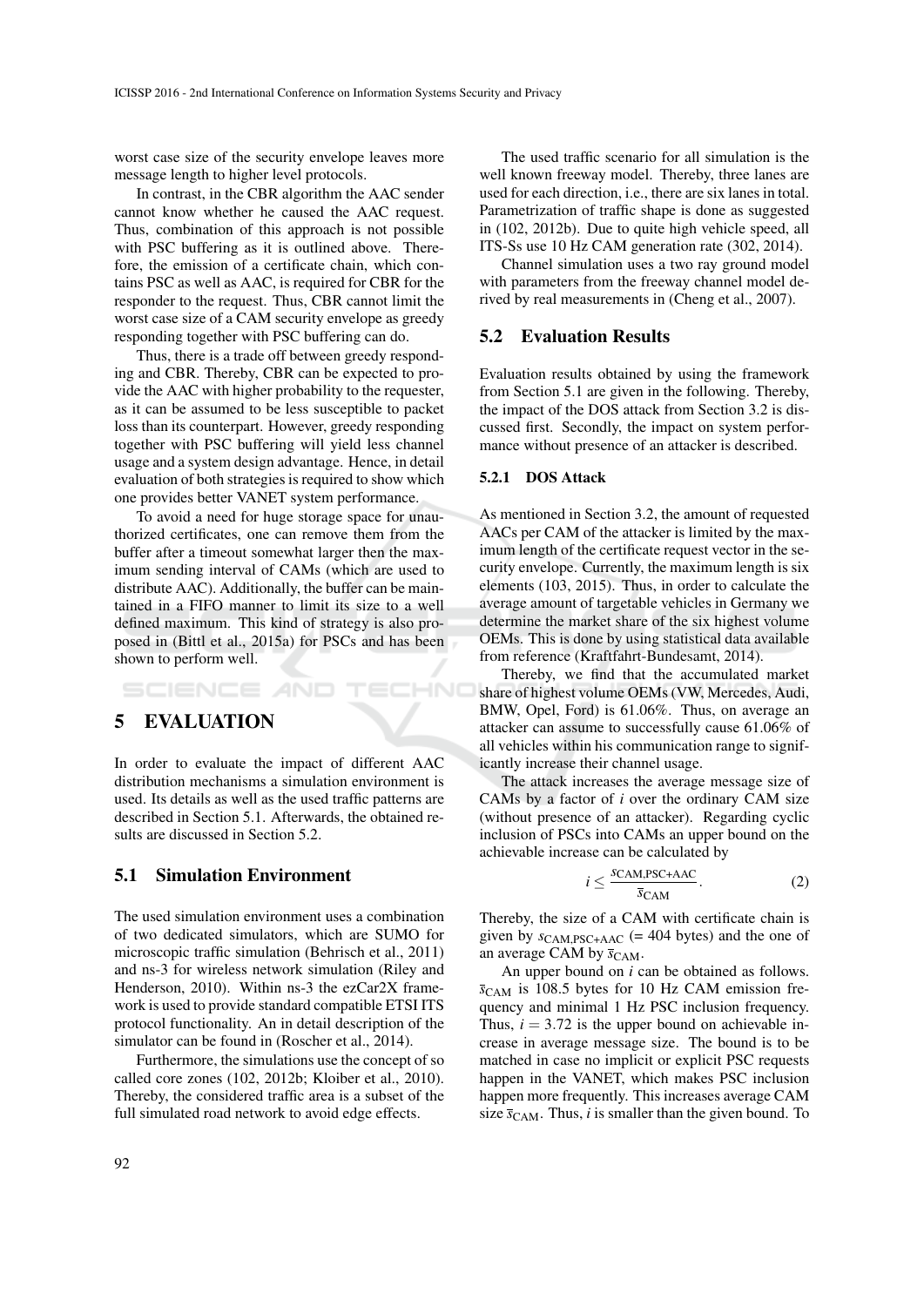worst case size of the security envelope leaves more message length to higher level protocols.

In contrast, in the CBR algorithm the AAC sender cannot know whether he caused the AAC request. Thus, combination of this approach is not possible with PSC buffering as it is outlined above. Therefore, the emission of a certificate chain, which contains PSC as well as AAC, is required for CBR for the responder to the request. Thus, CBR cannot limit the worst case size of a CAM security envelope as greedy responding together with PSC buffering can do.

Thus, there is a trade off between greedy responding and CBR. Thereby, CBR can be expected to provide the AAC with higher probability to the requester, as it can be assumed to be less susceptible to packet loss than its counterpart. However, greedy responding together with PSC buffering will yield less channel usage and a system design advantage. Hence, in detail evaluation of both strategies is required to show which one provides better VANET system performance.

To avoid a need for huge storage space for unauthorized certificates, one can remove them from the buffer after a timeout somewhat larger then the maximum sending interval of CAMs (which are used to distribute AAC). Additionally, the buffer can be maintained in a FIFO manner to limit its size to a well defined maximum. This kind of strategy is also proposed in (Bittl et al., 2015a) for PSCs and has been shown to perform well.

## 5 EVALUATION

In order to evaluate the impact of different AAC distribution mechanisms a simulation environment is used. Its details as well as the used traffic patterns are described in Section 5.1. Afterwards, the obtained results are discussed in Section 5.2.

### 5.1 Simulation Environment

The used simulation environment uses a combination of two dedicated simulators, which are SUMO for microscopic traffic simulation (Behrisch et al., 2011) and ns-3 for wireless network simulation (Riley and Henderson, 2010). Within ns-3 the ezCar2X framework is used to provide standard compatible ETSI ITS protocol functionality. An in detail description of the simulator can be found in (Roscher et al., 2014).

Furthermore, the simulations use the concept of so called core zones (102, 2012b; Kloiber et al., 2010). Thereby, the considered traffic area is a subset of the full simulated road network to avoid edge effects.

The used traffic scenario for all simulation is the well known freeway model. Thereby, three lanes are used for each direction, i.e., there are six lanes in total. Parametrization of traffic shape is done as suggested in (102, 2012b). Due to quite high vehicle speed, all ITS-Ss use 10 Hz CAM generation rate (302, 2014).

Channel simulation uses a two ray ground model with parameters from the freeway channel model derived by real measurements in (Cheng et al., 2007).

### 5.2 Evaluation Results

Evaluation results obtained by using the framework from Section 5.1 are given in the following. Thereby, the impact of the DOS attack from Section 3.2 is discussed first. Secondly, the impact on system performance without presence of an attacker is described.

#### 5.2.1 DOS Attack

As mentioned in Section 3.2, the amount of requested AACs per CAM of the attacker is limited by the maximum length of the certificate request vector in the security envelope. Currently, the maximum length is six elements (103, 2015). Thus, in order to calculate the average amount of targetable vehicles in Germany we determine the market share of the six highest volume OEMs. This is done by using statistical data available from reference (Kraftfahrt-Bundesamt, 2014).

Thereby, we find that the accumulated market share of highest volume OEMs (VW, Mercedes, Audi, BMW, Opel, Ford) is 61.06%. Thus, on average an attacker can assume to successfully cause 61.06% of all vehicles within his communication range to significantly increase their channel usage.

The attack increases the average message size of CAMs by a factor of $i$ over the ordinary CAM size (without presence of an attacker). Regarding cyclic inclusion of PSCs into CAMs an upper bound on the achievable increase can be calculated by

$$i \leq \frac{s_{\text{CAM,PSC+AAC}}}{\bar{s}_{\text{CAM}}}. \tag{2}$$

Thereby, the size of a CAM with certificate chain is given by $s_{\text{CAM,PSC+AAC}}$ (= 404 bytes) and the one of an average CAM by $\bar{s}_{\text{CAM}}$.

An upper bound on $i$ can be obtained as follows. $\bar{s}_{\text{CAM}}$ is 108.5 bytes for 10 Hz CAM emission frequency and minimal 1 Hz PSC inclusion frequency. Thus, $i = 3.72$ is the upper bound on achievable increase in average message size. The bound is to be matched in case no implicit or explicit PSC requests happen in the VANET, which makes PSC inclusion happen more frequently. This increases average CAM size $\bar{s}_{\text{CAM}}$. Thus, $i$ is smaller than the given bound. To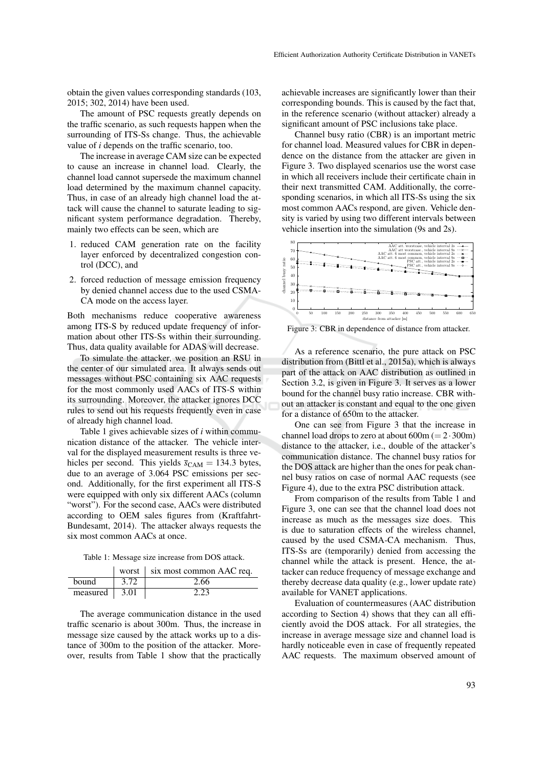obtain the given values corresponding standards (103, 2015; 302, 2014) have been used.

The amount of PSC requests greatly depends on the traffic scenario, as such requests happen when the surrounding of ITS-Ss change. Thus, the achievable value of $i$ depends on the traffic scenario, too.

The increase in average CAM size can be expected to cause an increase in channel load. Clearly, the channel load cannot supersede the maximum channel load determined by the maximum channel capacity. Thus, in case of an already high channel load the attack will cause the channel to saturate leading to significant system performance degradation. Thereby, mainly two effects can be seen, which are

1. reduced CAM generation rate on the facility layer enforced by decentralized congestion control (DCC), and
2. forced reduction of message emission frequency by denied channel access due to the used CSMA-CA mode on the access layer.

Both mechanisms reduce cooperative awareness among ITS-S by reduced update frequency of information about other ITS-Ss within their surrounding. Thus, data quality available for ADAS will decrease.

To simulate the attacker, we position an RSU in the center of our simulated area. It always sends out messages without PSC containing six AAC requests for the most commonly used AACs of ITS-S within its surrounding. Moreover, the attacker ignores DCC rules to send out his requests frequently even in case of already high channel load.

Table 1 gives achievable sizes of $i$ within communication distance of the attacker. The vehicle interval for the displayed measurement results is three vehicles per second. This yields $\bar{s}_{\text{CAM}} = 134.3$ bytes, due to an average of 3.064 PSC emissions per second. Additionally, for the first experiment all ITS-S were equipped with only six different AACs (column "worst"). For the second case, AACs were distributed according to OEM sales figures from (Kraftfahrt-Bundesamt, 2014). The attacker always requests the six most common AACs at once.

Table 1: Message size increase from DOS attack.

| | worst | six most common AAC req. |
|---|---|---|
| bound | 3.72 | 2.66 |
| measured | 3.01 | 2.23 |

The average communication distance in the used traffic scenario is about 300m. Thus, the increase in message size caused by the attack works up to a distance of 300m to the position of the attacker. Moreover, results from Table 1 show that the practically achievable increases are significantly lower than their corresponding bounds. This is caused by the fact that, in the reference scenario (without attacker) already a significant amount of PSC inclusions take place.

Channel busy ratio (CBR) is an important metric for channel load. Measured values for CBR in dependence on the distance from the attacker are given in Figure 3. Two displayed scenarios use the worst case in which all receivers include their certificate chain in their next transmitted CAM. Additionally, the corresponding scenarios, in which all ITS-Ss using the six most common AACs respond, are given. Vehicle density is varied by using two different intervals between vehicle insertion into the simulation (9s and 2s).

Figure 3: CBR in dependence of distance from attacker.

As a reference scenario, the pure attack on PSC distribution from (Bittl et al., 2015a), which is always part of the attack on AAC distribution as outlined in Section 3.2, is given in Figure 3. It serves as a lower bound for the channel busy ratio increase. CBR without an attacker is constant and equal to the one given for a distance of 650m to the attacker.

One can see from Figure 3 that the increase in channel load drops to zero at about 600m ($= 2 \cdot 300$m) distance to the attacker, i.e., double of the attacker's communication distance. The channel busy ratios for the DOS attack are higher than the ones for peak channel busy ratios on case of normal AAC requests (see Figure 4), due to the extra PSC distribution attack.

From comparison of the results from Table 1 and Figure 3, one can see that the channel load does not increase as much as the messages size does. This is due to saturation effects of the wireless channel, caused by the used CSMA-CA mechanism. Thus, ITS-Ss are (temporarily) denied from accessing the channel while the attack is present. Hence, the attacker can reduce frequency of message exchange and thereby decrease data quality (e.g., lower update rate) available for VANET applications.

Evaluation of countermeasures (AAC distribution according to Section 4) shows that they can all efficiently avoid the DOS attack. For all strategies, the increase in average message size and channel load is hardly noticeable even in case of frequently repeated AAC requests. The maximum observed amount of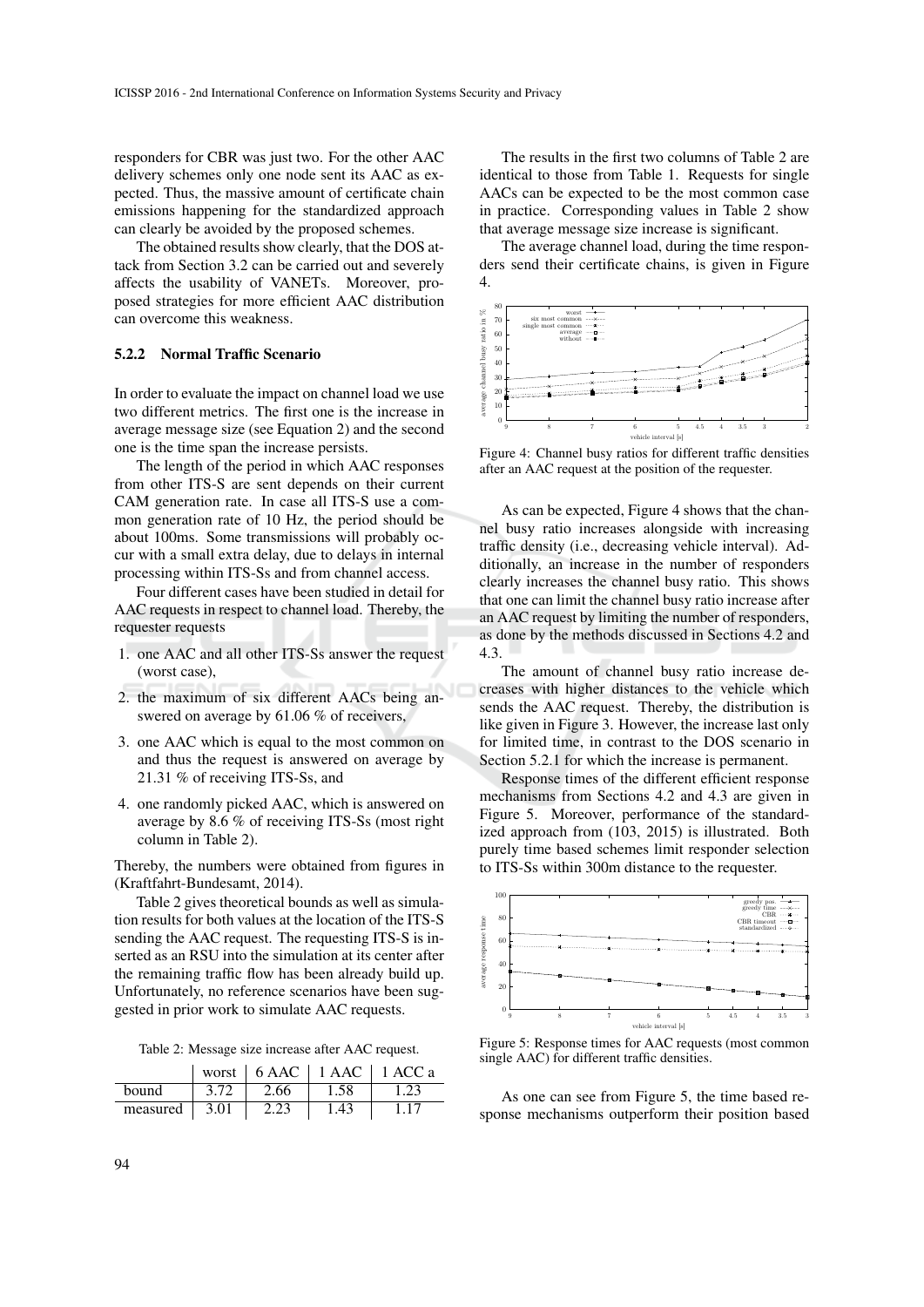responders for CBR was just two. For the other AAC delivery schemes only one node sent its AAC as expected. Thus, the massive amount of certificate chain emissions happening for the standardized approach can clearly be avoided by the proposed schemes.

The obtained results show clearly, that the DOS attack from Section 3.2 can be carried out and severely affects the usability of VANETs. Moreover, proposed strategies for more efficient AAC distribution can overcome this weakness.

#### 5.2.2 Normal Traffic Scenario

In order to evaluate the impact on channel load we use two different metrics. The first one is the increase in average message size (see Equation 2) and the second one is the time span the increase persists.

The length of the period in which AAC responses from other ITS-S are sent depends on their current CAM generation rate. In case all ITS-S use a common generation rate of 10 Hz, the period should be about 100ms. Some transmissions will probably occur with a small extra delay, due to delays in internal processing within ITS-Ss and from channel access.

Four different cases have been studied in detail for AAC requests in respect to channel load. Thereby, the requester requests

1. one AAC and all other ITS-Ss answer the request (worst case),
2. the maximum of six different AACs being answered on average by 61.06 % of receivers,
3. one AAC which is equal to the most common on and thus the request is answered on average by 21.31 % of receiving ITS-Ss, and
4. one randomly picked AAC, which is answered on average by 8.6 % of receiving ITS-Ss (most right column in Table 2).

Thereby, the numbers were obtained from figures in (Kraftfahrt-Bundesamt, 2014).

Table 2 gives theoretical bounds as well as simulation results for both values at the location of the ITS-S sending the AAC request. The requesting ITS-S is inserted as an RSU into the simulation at its center after the remaining traffic flow has been already build up. Unfortunately, no reference scenarios have been suggested in prior work to simulate AAC requests.

Table 2: Message size increase after AAC request.

| | worst | 6 AAC | 1 AAC | 1 ACC a |
|---|---|---|---|---|
| bound | 3.72 | 2.66 | 1.58 | 1.23 |
| measured | 3.01 | 2.23 | 1.43 | 1.17 |

The results in the first two columns of Table 2 are identical to those from Table 1. Requests for single AACs can be expected to be the most common case in practice. Corresponding values in Table 2 show that average message size increase is significant.

The average channel load, during the time responders send their certificate chains, is given in Figure 4.

Figure 4: Channel busy ratios for different traffic densities after an AAC request at the position of the requester.

As can be expected, Figure 4 shows that the channel busy ratio increases alongside with increasing traffic density (i.e., decreasing vehicle interval). Additionally, an increase in the number of responders clearly increases the channel busy ratio. This shows that one can limit the channel busy ratio increase after an AAC request by limiting the number of responders, as done by the methods discussed in Sections 4.2 and 4.3.

The amount of channel busy ratio increase decreases with higher distances to the vehicle which sends the AAC request. Thereby, the distribution is like given in Figure 3. However, the increase last only for limited time, in contrast to the DOS scenario in Section 5.2.1 for which the increase is permanent.

Response times of the different efficient response mechanisms from Sections 4.2 and 4.3 are given in Figure 5. Moreover, performance of the standardized approach from (103, 2015) is illustrated. Both purely time based schemes limit responder selection to ITS-Ss within 300m distance to the requester.

Figure 5: Response times for AAC requests (most common single AAC) for different traffic densities.

As one can see from Figure 5, the time based response mechanisms outperform their position based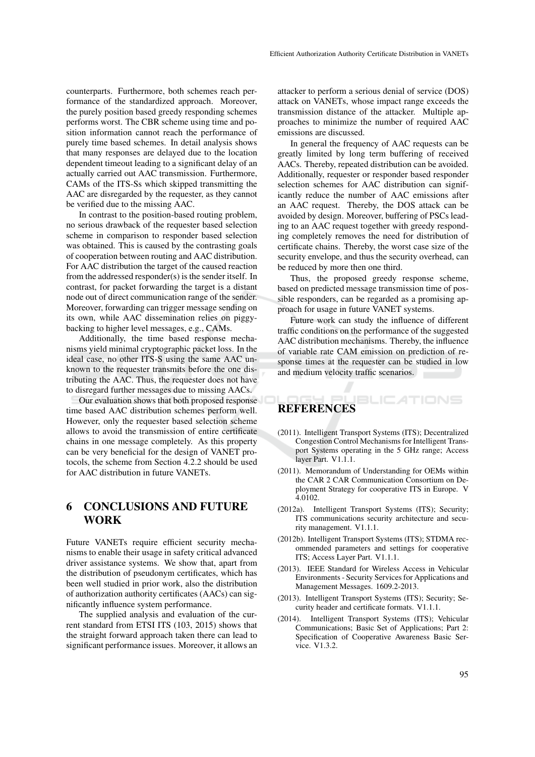counterparts. Furthermore, both schemes reach performance of the standardized approach. Moreover, the purely position based greedy responding schemes performs worst. The CBR scheme using time and position information cannot reach the performance of purely time based schemes. In detail analysis shows that many responses are delayed due to the location dependent timeout leading to a significant delay of an actually carried out AAC transmission. Furthermore, CAMs of the ITS-Ss which skipped transmitting the AAC are disregarded by the requester, as they cannot be verified due to the missing AAC.

In contrast to the position-based routing problem, no serious drawback of the requester based selection scheme in comparison to responder based selection was obtained. This is caused by the contrasting goals of cooperation between routing and AAC distribution. For AAC distribution the target of the caused reaction from the addressed responder(s) is the sender itself. In contrast, for packet forwarding the target is a distant node out of direct communication range of the sender. Moreover, forwarding can trigger message sending on its own, while AAC dissemination relies on piggybacking to higher level messages, e.g., CAMs.

Additionally, the time based response mechanisms yield minimal cryptographic packet loss. In the ideal case, no other ITS-S using the same AAC unknown to the requester transmits before the one distributing the AAC. Thus, the requester does not have to disregard further messages due to missing AACs.

Our evaluation shows that both proposed response time based AAC distribution schemes perform well. However, only the requester based selection scheme allows to avoid the transmission of entire certificate chains in one message completely. As this property can be very beneficial for the design of VANET protocols, the scheme from Section 4.2.2 should be used for AAC distribution in future VANETs.

## 6 CONCLUSIONS AND FUTURE WORK

Future VANETs require efficient security mechanisms to enable their usage in safety critical advanced driver assistance systems. We show that, apart from the distribution of pseudonym certificates, which has been well studied in prior work, also the distribution of authorization authority certificates (AACs) can significantly influence system performance.

The supplied analysis and evaluation of the current standard from ETSI ITS (103, 2015) shows that the straight forward approach taken there can lead to significant performance issues. Moreover, it allows an attacker to perform a serious denial of service (DOS) attack on VANETs, whose impact range exceeds the transmission distance of the attacker. Multiple approaches to minimize the number of required AAC emissions are discussed.

In general the frequency of AAC requests can be greatly limited by long term buffering of received AACs. Thereby, repeated distribution can be avoided. Additionally, requester or responder based responder selection schemes for AAC distribution can significantly reduce the number of AAC emissions after an AAC request. Thereby, the DOS attack can be avoided by design. Moreover, buffering of PSCs leading to an AAC request together with greedy responding completely removes the need for distribution of certificate chains. Thereby, the worst case size of the security envelope, and thus the security overhead, can be reduced by more then one third.

Thus, the proposed greedy response scheme, based on predicted message transmission time of possible responders, can be regarded as a promising approach for usage in future VANET systems.

Future work can study the influence of different traffic conditions on the performance of the suggested AAC distribution mechanisms. Thereby, the influence of variable rate CAM emission on prediction of response times at the requester can be studied in low and medium velocity traffic scenarios.

## REFERENCES

(2011). Intelligent Transport Systems (ITS); Decentralized Congestion Control Mechanisms for Intelligent Transport Systems operating in the 5 GHz range; Access layer Part. V1.1.1.

(2011). Memorandum of Understanding for OEMs within the CAR 2 CAR Communication Consortium on Deployment Strategy for cooperative ITS in Europe. V 4.0102.

(2012a). Intelligent Transport Systems (ITS); Security; ITS communications security architecture and security management. V1.1.1.

(2012b). Intelligent Transport Systems (ITS); STDMA recommended parameters and settings for cooperative ITS; Access Layer Part. V1.1.1.

(2013). IEEE Standard for Wireless Access in Vehicular Environments - Security Services for Applications and Management Messages. 1609.2-2013.

(2013). Intelligent Transport Systems (ITS); Security; Security header and certificate formats. V1.1.1.

(2014). Intelligent Transport Systems (ITS); Vehicular Communications; Basic Set of Applications; Part 2: Specification of Cooperative Awareness Basic Service. V1.3.2.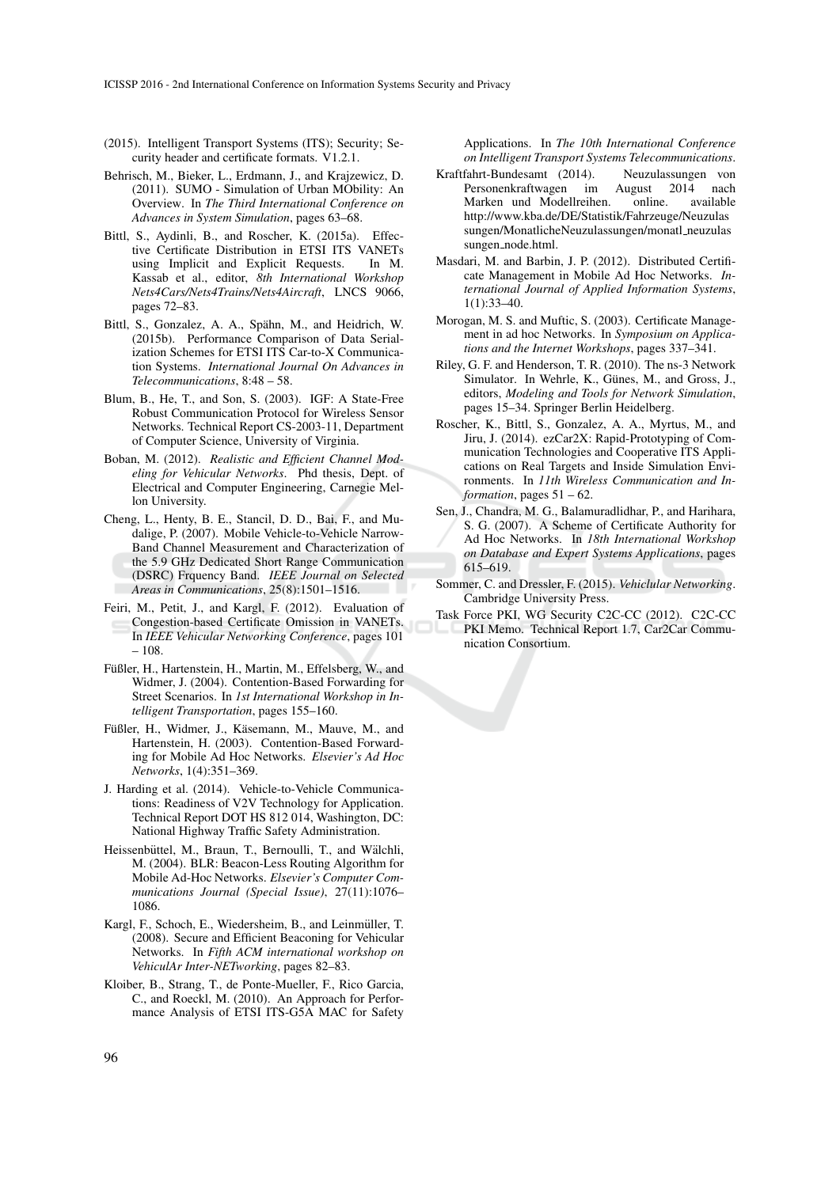(2015). Intelligent Transport Systems (ITS); Security; Security header and certificate formats. V1.2.1.

Behrisch, M., Bieker, L., Erdmann, J., and Krajzewicz, D. (2011). SUMO - Simulation of Urban MObility: An Overview. In *The Third International Conference on Advances in System Simulation*, pages 63–68.

Bittl, S., Aydinli, B., and Roscher, K. (2015a). Effective Certificate Distribution in ETSI ITS VANETs using Implicit and Explicit Requests. In M. Kassab et al., editor, *8th International Workshop Nets4Cars/Nets4Trains/Nets4Aircraft*, LNCS 9066, pages 72–83.

Bittl, S., Gonzalez, A. A., Spähn, M., and Heidrich, W. (2015b). Performance Comparison of Data Serialization Schemes for ETSI ITS Car-to-X Communication Systems. *International Journal On Advances in Telecommunications*, 8:48 – 58.

Blum, B., He, T., and Son, S. (2003). IGF: A State-Free Robust Communication Protocol for Wireless Sensor Networks. Technical Report CS-2003-11, Department of Computer Science, University of Virginia.

Boban, M. (2012). *Realistic and Efficient Channel Modeling for Vehicular Networks*. Phd thesis, Dept. of Electrical and Computer Engineering, Carnegie Mellon University.

Cheng, L., Henty, B. E., Stancil, D. D., Bai, F., and Mudalige, P. (2007). Mobile Vehicle-to-Vehicle Narrow-Band Channel Measurement and Characterization of the 5.9 GHz Dedicated Short Range Communication (DSRC) Frquency Band. *IEEE Journal on Selected Areas in Communications*, 25(8):1501–1516.

Feiri, M., Petit, J., and Kargl, F. (2012). Evaluation of Congestion-based Certificate Omission in VANETs. In *IEEE Vehicular Networking Conference*, pages 101 – 108.

Füßler, H., Hartenstein, H., Martin, M., Effelsberg, W., and Widmer, J. (2004). Contention-Based Forwarding for Street Scenarios. In *1st International Workshop in Intelligent Transportation*, pages 155–160.

Füßler, H., Widmer, J., Käsemann, M., Mauve, M., and Hartenstein, H. (2003). Contention-Based Forwarding for Mobile Ad Hoc Networks. *Elsevier's Ad Hoc Networks*, 1(4):351–369.

J. Harding et al. (2014). Vehicle-to-Vehicle Communications: Readiness of V2V Technology for Application. Technical Report DOT HS 812 014, Washington, DC: National Highway Traffic Safety Administration.

Heissenbüttel, M., Braun, T., Bernoulli, T., and Wälchli, M. (2004). BLR: Beacon-Less Routing Algorithm for Mobile Ad-Hoc Networks. *Elsevier's Computer Communications Journal (Special Issue)*, 27(11):1076–1086.

Kargl, F., Schoch, E., Wiedersheim, B., and Leinmüller, T. (2008). Secure and Efficient Beaconing for Vehicular Networks. In *Fifth ACM international workshop on VehiculAr Inter-NETworking*, pages 82–83.

Kloiber, B., Strang, T., de Ponte-Mueller, F., Rico Garcia, C., and Roeckl, M. (2010). An Approach for Performance Analysis of ETSI ITS-G5A MAC for Safety Applications. In *The 10th International Conference on Intelligent Transport Systems Telecommunications*.

Kraftfahrt-Bundesamt (2014). Neuzulassungen von Personenkraftwagen im August 2014 nach Marken und Modellreihen. online. available http://www.kba.de/DE/Statistik/Fahrzeuge/Neuzulassungen/MonatlicheNeuzulassungen/monatl_neuzulassungen_node.html.

Masdari, M. and Barbin, J. P. (2012). Distributed Certificate Management in Mobile Ad Hoc Networks. *International Journal of Applied Information Systems*, 1(1):33–40.

Morogan, M. S. and Muftic, S. (2003). Certificate Management in ad hoc Networks. In *Symposium on Applications and the Internet Workshops*, pages 337–341.

Riley, G. F. and Henderson, T. R. (2010). The ns-3 Network Simulator. In Wehrle, K., Günes, M., and Gross, J., editors, *Modeling and Tools for Network Simulation*, pages 15–34. Springer Berlin Heidelberg.

Roscher, K., Bittl, S., Gonzalez, A. A., Myrtus, M., and Jiru, J. (2014). ezCar2X: Rapid-Prototyping of Communication Technologies and Cooperative ITS Applications on Real Targets and Inside Simulation Environments. In *11th Wireless Communication and Information*, pages 51 – 62.

Sen, J., Chandra, M. G., Balamuradlidhar, P., and Harihara, S. G. (2007). A Scheme of Certificate Authority for Ad Hoc Networks. In *18th International Workshop on Database and Expert Systems Applications*, pages 615–619.

Sommer, C. and Dressler, F. (2015). *Vehiclular Networking*. Cambridge University Press.

Task Force PKI, WG Security C2C-CC (2012). C2C-CC PKI Memo. Technical Report 1.7, Car2Car Communication Consortium.